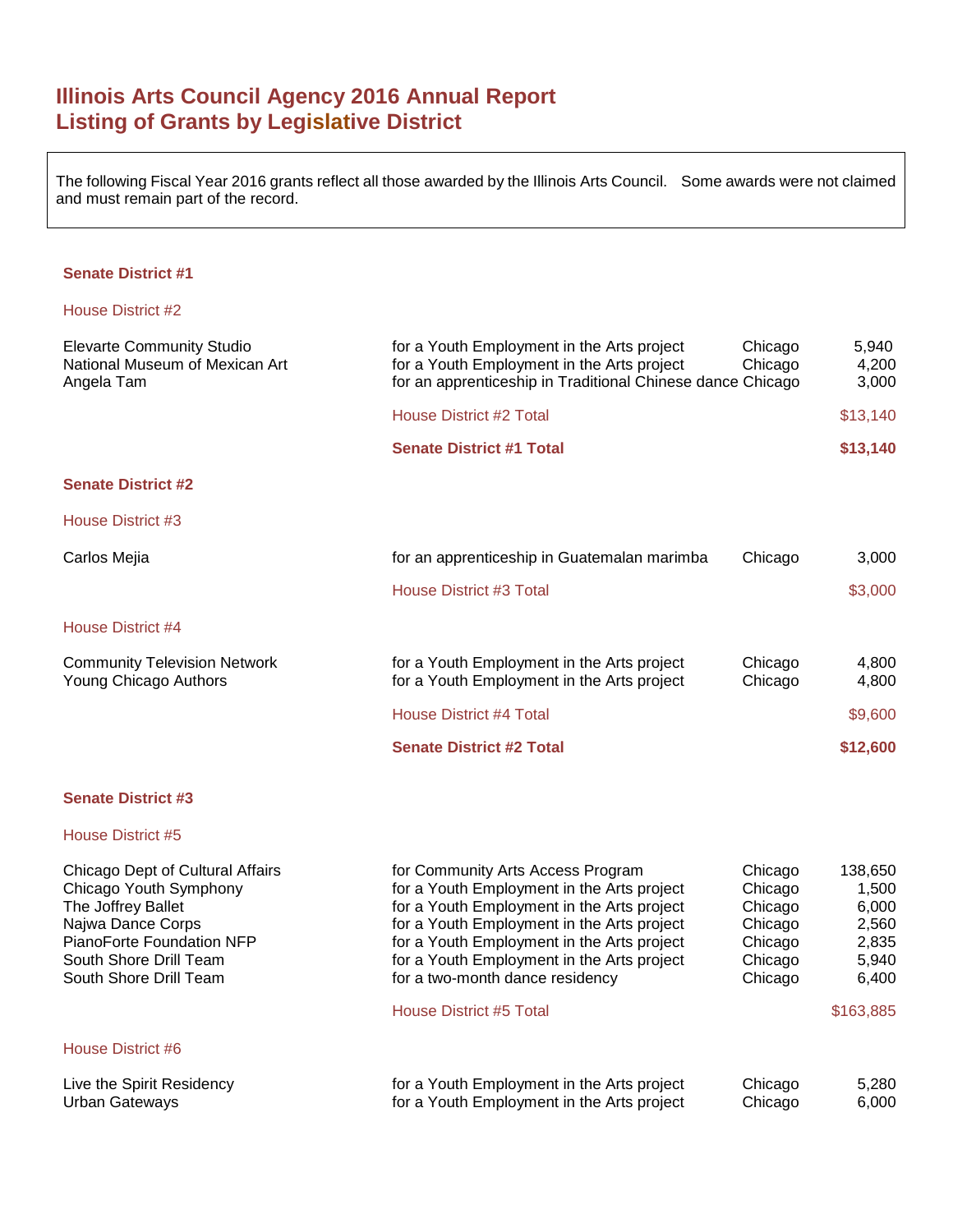# Illinois Arts Council Agency 2016 Annual Report
# Listing of Grants by Legislative District

The following Fiscal Year 2016 grants reflect all those awarded by the Illinois Arts Council. Some awards were not claimed and must remain part of the record.

## Senate District #1

### House District #2

| | | | |
|---|---|---|---|
| Elevarte Community Studio | for a Youth Employment in the Arts project | Chicago | 5,940 |
| National Museum of Mexican Art | for a Youth Employment in the Arts project | Chicago | 4,200 |
| Angela Tam | for an apprenticeship in Traditional Chinese dance | Chicago | 3,000 |
| | House District #2 Total | | $13,140 |
| | **Senate District #1 Total** | | **$13,140** |

## Senate District #2

### House District #3

| | | | |
|---|---|---|---|
| Carlos Mejia | for an apprenticeship in Guatemalan marimba | Chicago | 3,000 |
| | House District #3 Total | | $3,000 |

### House District #4

| | | | |
|---|---|---|---|
| Community Television Network | for a Youth Employment in the Arts project | Chicago | 4,800 |
| Young Chicago Authors | for a Youth Employment in the Arts project | Chicago | 4,800 |
| | House District #4 Total | | $9,600 |
| | **Senate District #2 Total** | | **$12,600** |

## Senate District #3

### House District #5

| | | | |
|---|---|---|---|
| Chicago Dept of Cultural Affairs | for Community Arts Access Program | Chicago | 138,650 |
| Chicago Youth Symphony | for a Youth Employment in the Arts project | Chicago | 1,500 |
| The Joffrey Ballet | for a Youth Employment in the Arts project | Chicago | 6,000 |
| Najwa Dance Corps | for a Youth Employment in the Arts project | Chicago | 2,560 |
| PianoForte Foundation NFP | for a Youth Employment in the Arts project | Chicago | 2,835 |
| South Shore Drill Team | for a Youth Employment in the Arts project | Chicago | 5,940 |
| South Shore Drill Team | for a two-month dance residency | Chicago | 6,400 |
| | House District #5 Total | | $163,885 |

### House District #6

| | | | |
|---|---|---|---|
| Live the Spirit Residency | for a Youth Employment in the Arts project | Chicago | 5,280 |
| Urban Gateways | for a Youth Employment in the Arts project | Chicago | 6,000 |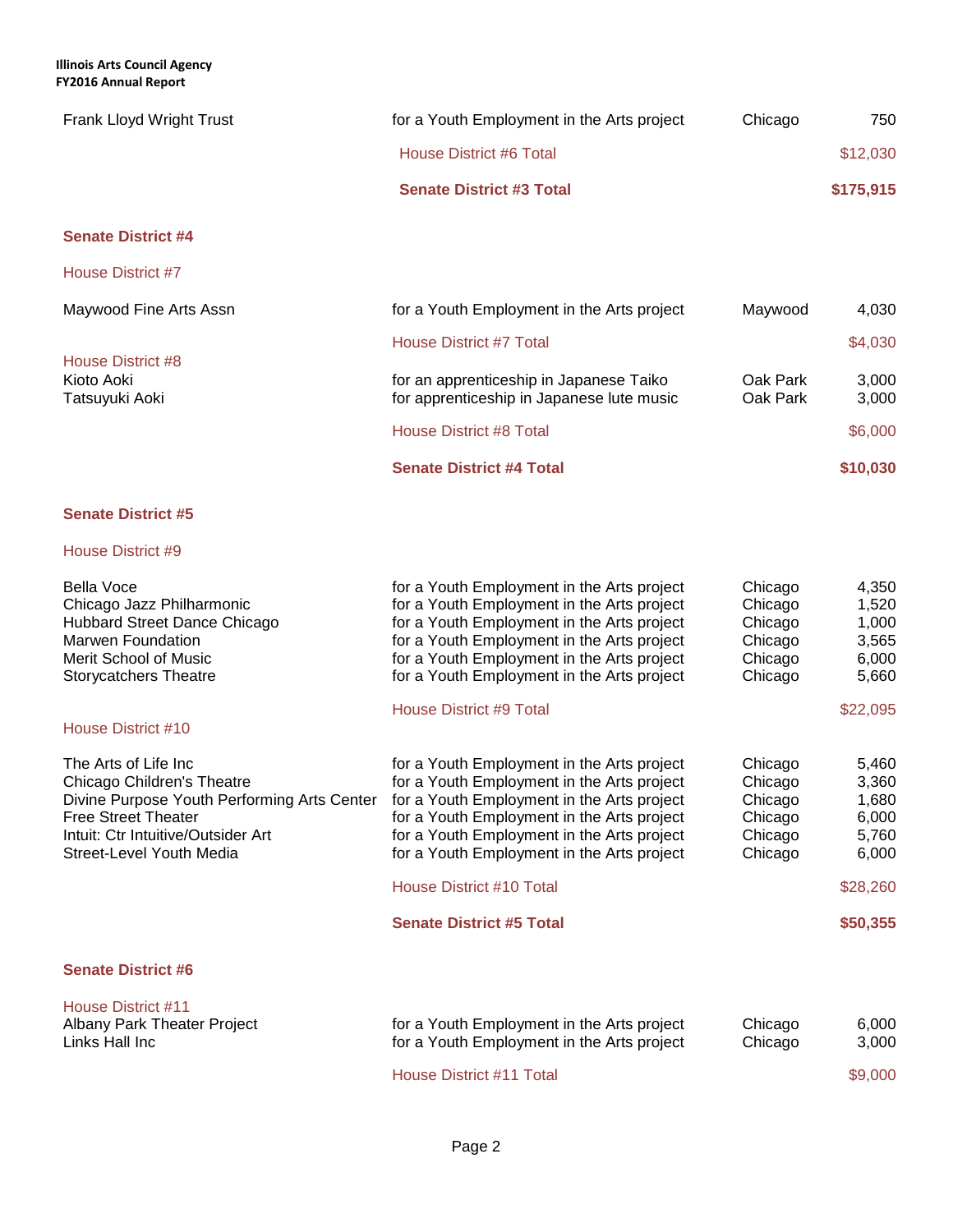| Organization | Purpose | City | Amount |
|---|---|---|---|
| Frank Lloyd Wright Trust | for a Youth Employment in the Arts project | Chicago | 750 |
| | House District #6 Total | | $12,030 |
| | **Senate District #3 Total** | | **$175,915** |

## Senate District #4

### House District #7

| Organization | Purpose | City | Amount |
|---|---|---|---|
| Maywood Fine Arts Assn | for a Youth Employment in the Arts project | Maywood | 4,030 |
| | House District #7 Total | | $4,030 |

### House District #8

| Organization | Purpose | City | Amount |
|---|---|---|---|
| Kioto Aoki | for an apprenticeship in Japanese Taiko | Oak Park | 3,000 |
| Tatsuyuki Aoki | for apprenticeship in Japanese lute music | Oak Park | 3,000 |
| | House District #8 Total | | $6,000 |
| | **Senate District #4 Total** | | **$10,030** |

## Senate District #5

### House District #9

| Organization | Purpose | City | Amount |
|---|---|---|---|
| Bella Voce | for a Youth Employment in the Arts project | Chicago | 4,350 |
| Chicago Jazz Philharmonic | for a Youth Employment in the Arts project | Chicago | 1,520 |
| Hubbard Street Dance Chicago | for a Youth Employment in the Arts project | Chicago | 1,000 |
| Marwen Foundation | for a Youth Employment in the Arts project | Chicago | 3,565 |
| Merit School of Music | for a Youth Employment in the Arts project | Chicago | 6,000 |
| Storycatchers Theatre | for a Youth Employment in the Arts project | Chicago | 5,660 |
| | House District #9 Total | | $22,095 |

### House District #10

| Organization | Purpose | City | Amount |
|---|---|---|---|
| The Arts of Life Inc | for a Youth Employment in the Arts project | Chicago | 5,460 |
| Chicago Children's Theatre | for a Youth Employment in the Arts project | Chicago | 3,360 |
| Divine Purpose Youth Performing Arts Center | for a Youth Employment in the Arts project | Chicago | 1,680 |
| Free Street Theater | for a Youth Employment in the Arts project | Chicago | 6,000 |
| Intuit: Ctr Intuitive/Outsider Art | for a Youth Employment in the Arts project | Chicago | 5,760 |
| Street-Level Youth Media | for a Youth Employment in the Arts project | Chicago | 6,000 |
| | House District #10 Total | | $28,260 |
| | **Senate District #5 Total** | | **$50,355** |

## Senate District #6

### House District #11

| Organization | Purpose | City | Amount |
|---|---|---|---|
| Albany Park Theater Project | for a Youth Employment in the Arts project | Chicago | 6,000 |
| Links Hall Inc | for a Youth Employment in the Arts project | Chicago | 3,000 |
| | House District #11 Total | | $9,000 |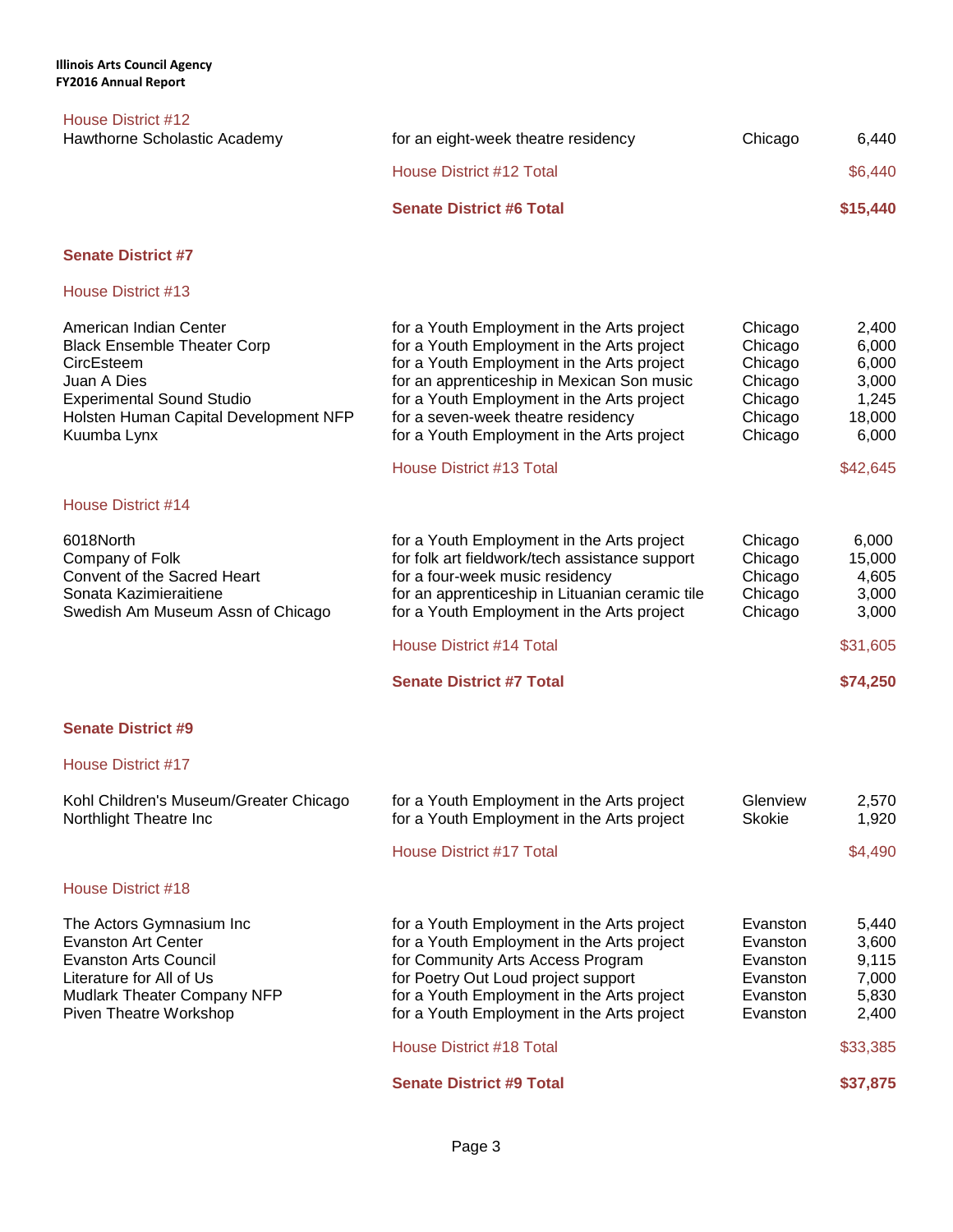### House District #12

| | | | |
|---|---|---|---|
| Hawthorne Scholastic Academy | for an eight-week theatre residency | Chicago | 6,440 |
| | House District #12 Total | | $6,440 |
| | **Senate District #6 Total** | | **$15,440** |

## Senate District #7

### House District #13

| | | | |
|---|---|---|---|
| American Indian Center | for a Youth Employment in the Arts project | Chicago | 2,400 |
| Black Ensemble Theater Corp | for a Youth Employment in the Arts project | Chicago | 6,000 |
| CircEsteem | for a Youth Employment in the Arts project | Chicago | 6,000 |
| Juan A Dies | for an apprenticeship in Mexican Son music | Chicago | 3,000 |
| Experimental Sound Studio | for a Youth Employment in the Arts project | Chicago | 1,245 |
| Holsten Human Capital Development NFP | for a seven-week theatre residency | Chicago | 18,000 |
| Kuumba Lynx | for a Youth Employment in the Arts project | Chicago | 6,000 |
| | House District #13 Total | | $42,645 |

### House District #14

| | | | |
|---|---|---|---|
| 6018North | for a Youth Employment in the Arts project | Chicago | 6,000 |
| Company of Folk | for folk art fieldwork/tech assistance support | Chicago | 15,000 |
| Convent of the Sacred Heart | for a four-week music residency | Chicago | 4,605 |
| Sonata Kazimieraitiene | for an apprenticeship in Lituanian ceramic tile | Chicago | 3,000 |
| Swedish Am Museum Assn of Chicago | for a Youth Employment in the Arts project | Chicago | 3,000 |
| | House District #14 Total | | $31,605 |
| | **Senate District #7 Total** | | **$74,250** |

## Senate District #9

### House District #17

| | | | |
|---|---|---|---|
| Kohl Children's Museum/Greater Chicago | for a Youth Employment in the Arts project | Glenview | 2,570 |
| Northlight Theatre Inc | for a Youth Employment in the Arts project | Skokie | 1,920 |
| | House District #17 Total | | $4,490 |

### House District #18

| | | | |
|---|---|---|---|
| The Actors Gymnasium Inc | for a Youth Employment in the Arts project | Evanston | 5,440 |
| Evanston Art Center | for a Youth Employment in the Arts project | Evanston | 3,600 |
| Evanston Arts Council | for Community Arts Access Program | Evanston | 9,115 |
| Literature for All of Us | for Poetry Out Loud project support | Evanston | 7,000 |
| Mudlark Theater Company NFP | for a Youth Employment in the Arts project | Evanston | 5,830 |
| Piven Theatre Workshop | for a Youth Employment in the Arts project | Evanston | 2,400 |
| | House District #18 Total | | $33,385 |
| | **Senate District #9 Total** | | **$37,875** |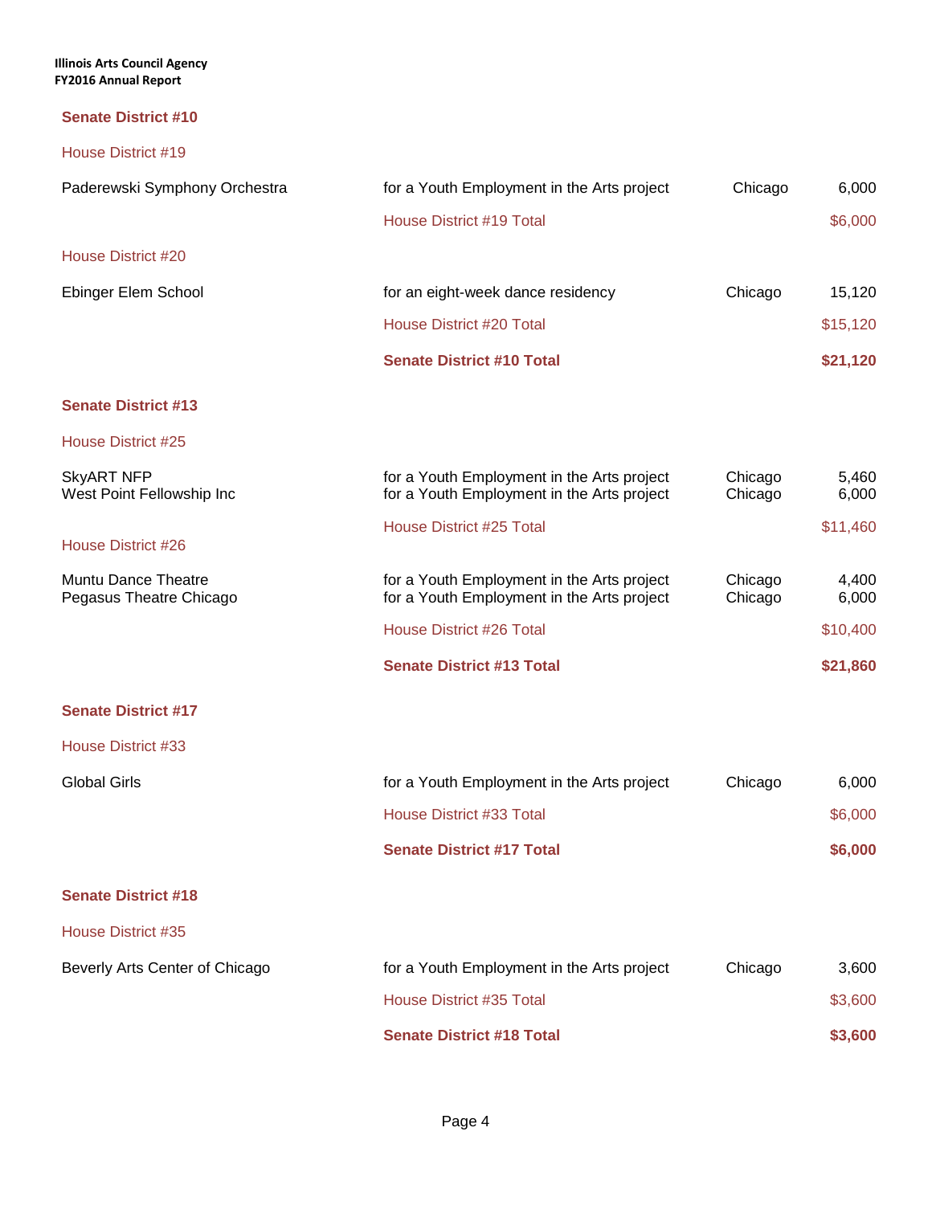## Senate District #10

### House District #19

| | | | |
|---|---|---|---|
| Paderewski Symphony Orchestra | for a Youth Employment in the Arts project | Chicago | 6,000 |
| | House District #19 Total | | $6,000 |

### House District #20

| | | | |
|---|---|---|---|
| Ebinger Elem School | for an eight-week dance residency | Chicago | 15,120 |
| | House District #20 Total | | $15,120 |
| | **Senate District #10 Total** | | **$21,120** |

## Senate District #13

### House District #25

| | | | |
|---|---|---|---|
| SkyART NFP | for a Youth Employment in the Arts project | Chicago | 5,460 |
| West Point Fellowship Inc | for a Youth Employment in the Arts project | Chicago | 6,000 |
| | House District #25 Total | | $11,460 |

### House District #26

| | | | |
|---|---|---|---|
| Muntu Dance Theatre | for a Youth Employment in the Arts project | Chicago | 4,400 |
| Pegasus Theatre Chicago | for a Youth Employment in the Arts project | Chicago | 6,000 |
| | House District #26 Total | | $10,400 |
| | **Senate District #13 Total** | | **$21,860** |

## Senate District #17

### House District #33

| | | | |
|---|---|---|---|
| Global Girls | for a Youth Employment in the Arts project | Chicago | 6,000 |
| | House District #33 Total | | $6,000 |
| | **Senate District #17 Total** | | **$6,000** |

## Senate District #18

### House District #35

| | | | |
|---|---|---|---|
| Beverly Arts Center of Chicago | for a Youth Employment in the Arts project | Chicago | 3,600 |
| | House District #35 Total | | $3,600 |
| | **Senate District #18 Total** | | **$3,600** |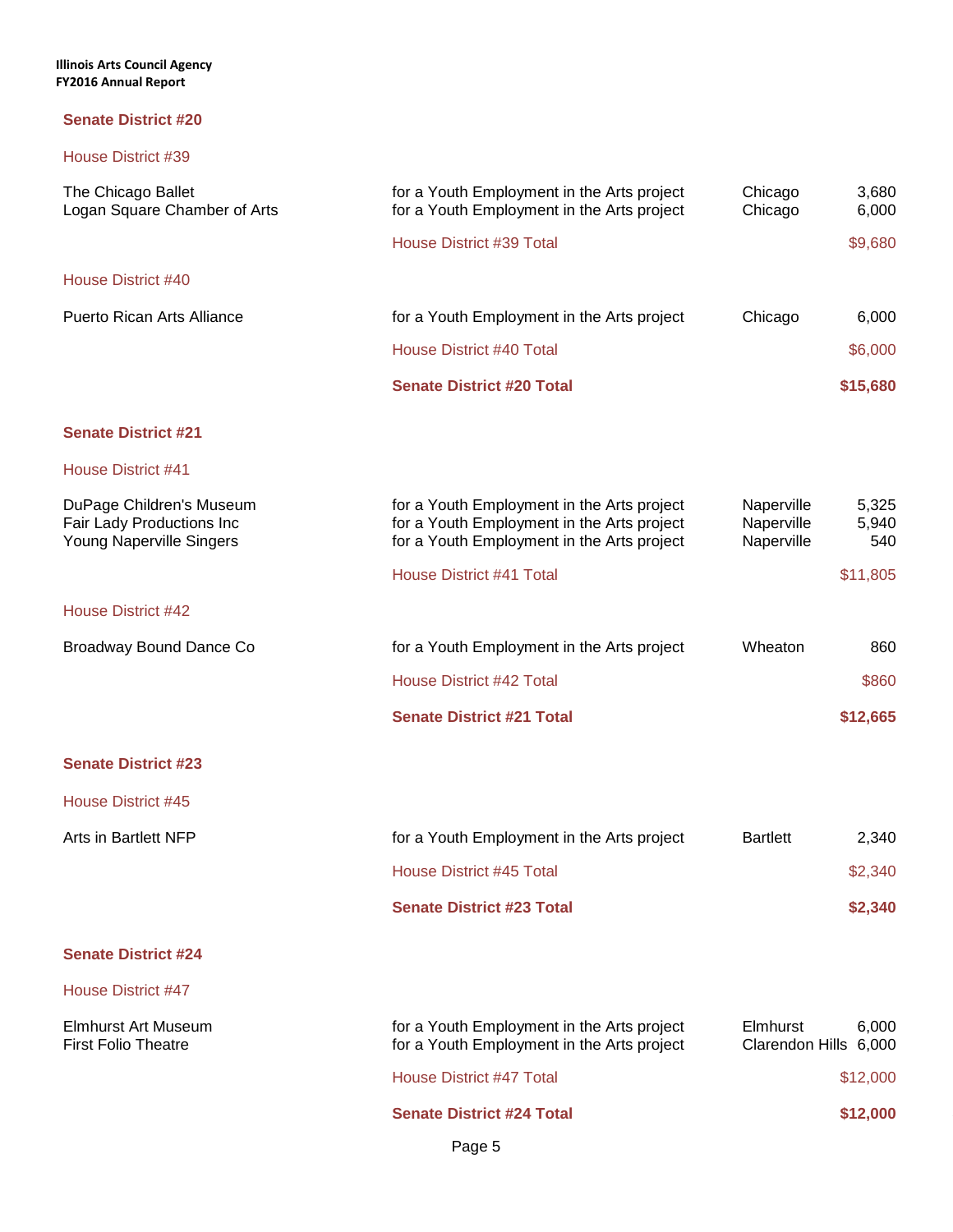## Senate District #20

### House District #39

| Organization | Purpose | City | Amount |
|---|---|---|---|
| The Chicago Ballet | for a Youth Employment in the Arts project | Chicago | 3,680 |
| Logan Square Chamber of Arts | for a Youth Employment in the Arts project | Chicago | 6,000 |
| | House District #39 Total | | $9,680 |

### House District #40

| Organization | Purpose | City | Amount |
|---|---|---|---|
| Puerto Rican Arts Alliance | for a Youth Employment in the Arts project | Chicago | 6,000 |
| | House District #40 Total | | $6,000 |
| | **Senate District #20 Total** | | **$15,680** |

## Senate District #21

### House District #41

| Organization | Purpose | City | Amount |
|---|---|---|---|
| DuPage Children's Museum | for a Youth Employment in the Arts project | Naperville | 5,325 |
| Fair Lady Productions Inc | for a Youth Employment in the Arts project | Naperville | 5,940 |
| Young Naperville Singers | for a Youth Employment in the Arts project | Naperville | 540 |
| | House District #41 Total | | $11,805 |

### House District #42

| Organization | Purpose | City | Amount |
|---|---|---|---|
| Broadway Bound Dance Co | for a Youth Employment in the Arts project | Wheaton | 860 |
| | House District #42 Total | | $860 |
| | **Senate District #21 Total** | | **$12,665** |

## Senate District #23

### House District #45

| Organization | Purpose | City | Amount |
|---|---|---|---|
| Arts in Bartlett NFP | for a Youth Employment in the Arts project | Bartlett | 2,340 |
| | House District #45 Total | | $2,340 |
| | **Senate District #23 Total** | | **$2,340** |

## Senate District #24

### House District #47

| Organization | Purpose | City | Amount |
|---|---|---|---|
| Elmhurst Art Museum | for a Youth Employment in the Arts project | Elmhurst | 6,000 |
| First Folio Theatre | for a Youth Employment in the Arts project | Clarendon Hills | 6,000 |
| | House District #47 Total | | $12,000 |
| | **Senate District #24 Total** | | **$12,000** |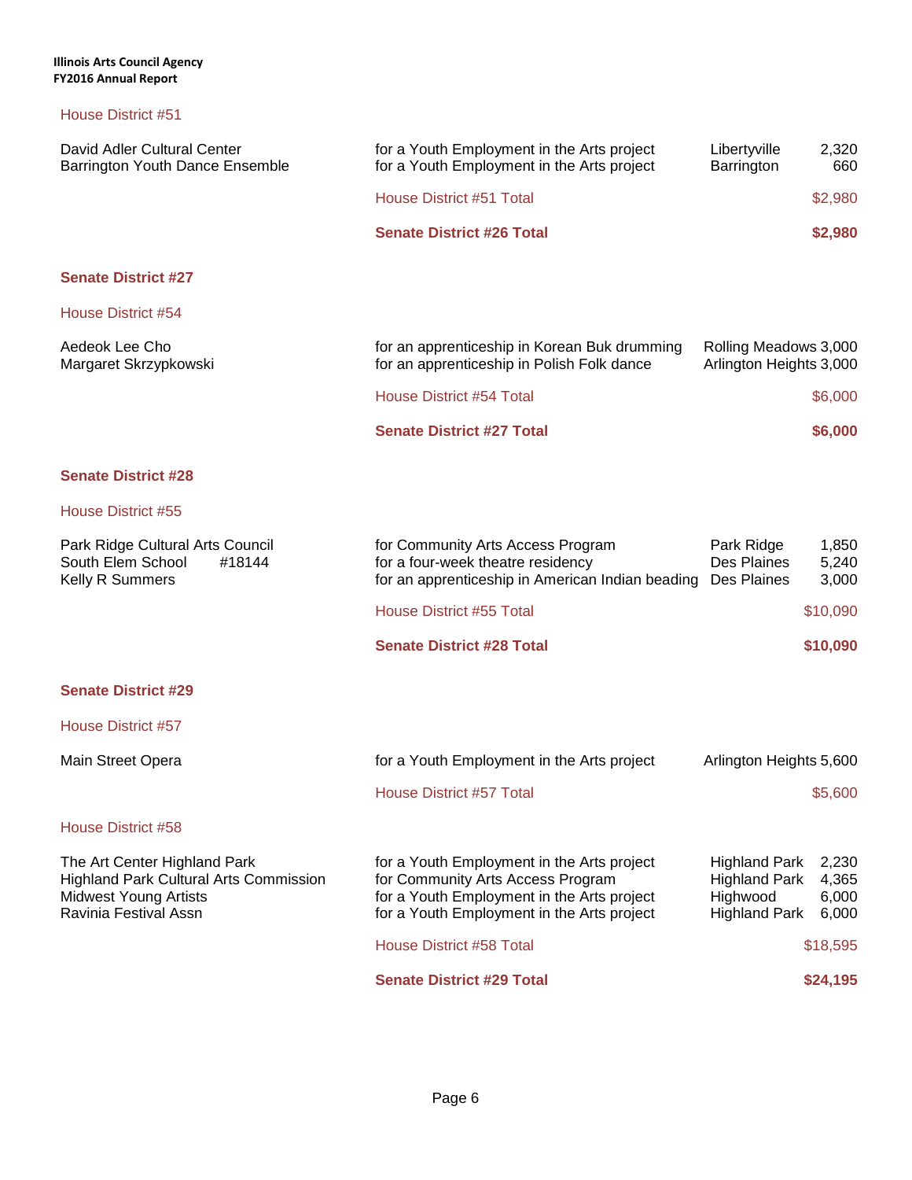### House District #51

| Grantee | Purpose | City | Amount |
|---|---|---|---|
| David Adler Cultural Center | for a Youth Employment in the Arts project | Libertyville | 2,320 |
| Barrington Youth Dance Ensemble | for a Youth Employment in the Arts project | Barrington | 660 |
| | House District #51 Total | | $2,980 |
| | **Senate District #26 Total** | | **$2,980** |

## Senate District #27

### House District #54

| Grantee | Purpose | City | Amount |
|---|---|---|---|
| Aedeok Lee Cho | for an apprenticeship in Korean Buk drumming | Rolling Meadows | 3,000 |
| Margaret Skrzypkowski | for an apprenticeship in Polish Folk dance | Arlington Heights | 3,000 |
| | House District #54 Total | | $6,000 |
| | **Senate District #27 Total** | | **$6,000** |

## Senate District #28

### House District #55

| Grantee | Purpose | City | Amount |
|---|---|---|---|
| Park Ridge Cultural Arts Council | for Community Arts Access Program | Park Ridge | 1,850 |
| South Elem School #18144 | for a four-week theatre residency | Des Plaines | 5,240 |
| Kelly R Summers | for an apprenticeship in American Indian beading | Des Plaines | 3,000 |
| | House District #55 Total | | $10,090 |
| | **Senate District #28 Total** | | **$10,090** |

## Senate District #29

### House District #57

| Grantee | Purpose | City | Amount |
|---|---|---|---|
| Main Street Opera | for a Youth Employment in the Arts project | Arlington Heights | 5,600 |
| | House District #57 Total | | $5,600 |

### House District #58

| Grantee | Purpose | City | Amount |
|---|---|---|---|
| The Art Center Highland Park | for a Youth Employment in the Arts project | Highland Park | 2,230 |
| Highland Park Cultural Arts Commission | for Community Arts Access Program | Highland Park | 4,365 |
| Midwest Young Artists | for a Youth Employment in the Arts project | Highwood | 6,000 |
| Ravinia Festival Assn | for a Youth Employment in the Arts project | Highland Park | 6,000 |
| | House District #58 Total | | $18,595 |
| | **Senate District #29 Total** | | **$24,195** |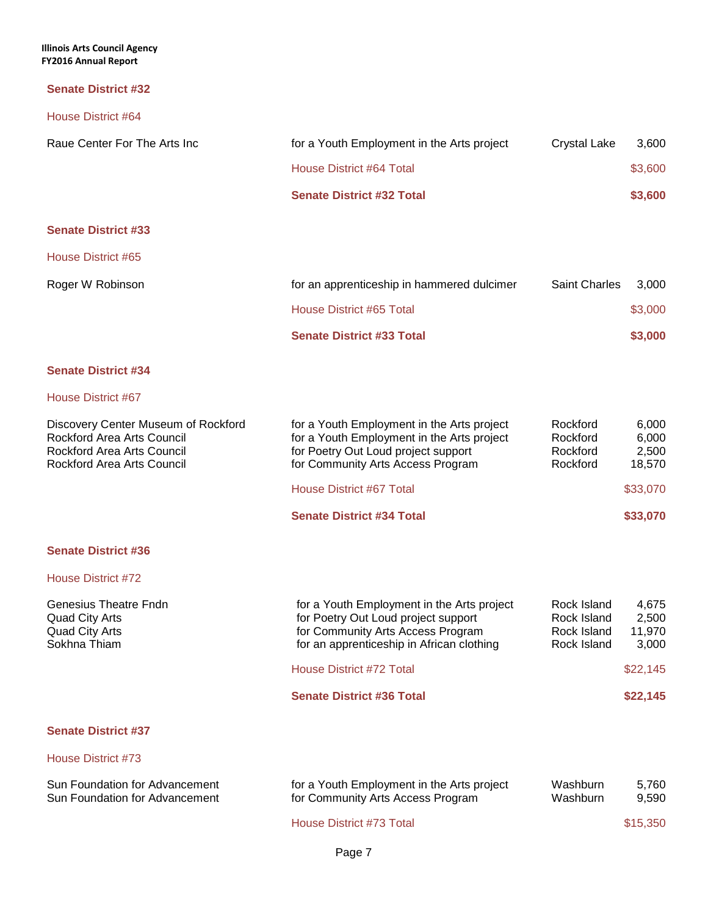### Senate District #32

#### House District #64

| | | | |
|---|---|---|---|
| Raue Center For The Arts Inc | for a Youth Employment in the Arts project | Crystal Lake | 3,600 |
| | House District #64 Total | | $3,600 |
| | **Senate District #32 Total** | | **$3,600** |

### Senate District #33

#### House District #65

| | | | |
|---|---|---|---|
| Roger W Robinson | for an apprenticeship in hammered dulcimer | Saint Charles | 3,000 |
| | House District #65 Total | | $3,000 |
| | **Senate District #33 Total** | | **$3,000** |

### Senate District #34

#### House District #67

| | | | |
|---|---|---|---|
| Discovery Center Museum of Rockford | for a Youth Employment in the Arts project | Rockford | 6,000 |
| Rockford Area Arts Council | for a Youth Employment in the Arts project | Rockford | 6,000 |
| Rockford Area Arts Council | for Poetry Out Loud project support | Rockford | 2,500 |
| Rockford Area Arts Council | for Community Arts Access Program | Rockford | 18,570 |
| | House District #67 Total | | $33,070 |
| | **Senate District #34 Total** | | **$33,070** |

### Senate District #36

#### House District #72

| | | | |
|---|---|---|---|
| Genesius Theatre Fndn | for a Youth Employment in the Arts project | Rock Island | 4,675 |
| Quad City Arts | for Poetry Out Loud project support | Rock Island | 2,500 |
| Quad City Arts | for Community Arts Access Program | Rock Island | 11,970 |
| Sokhna Thiam | for an apprenticeship in African clothing | Rock Island | 3,000 |
| | House District #72 Total | | $22,145 |
| | **Senate District #36 Total** | | **$22,145** |

### Senate District #37

#### House District #73

| | | | |
|---|---|---|---|
| Sun Foundation for Advancement | for a Youth Employment in the Arts project | Washburn | 5,760 |
| Sun Foundation for Advancement | for Community Arts Access Program | Washburn | 9,590 |
| | House District #73 Total | | $15,350 |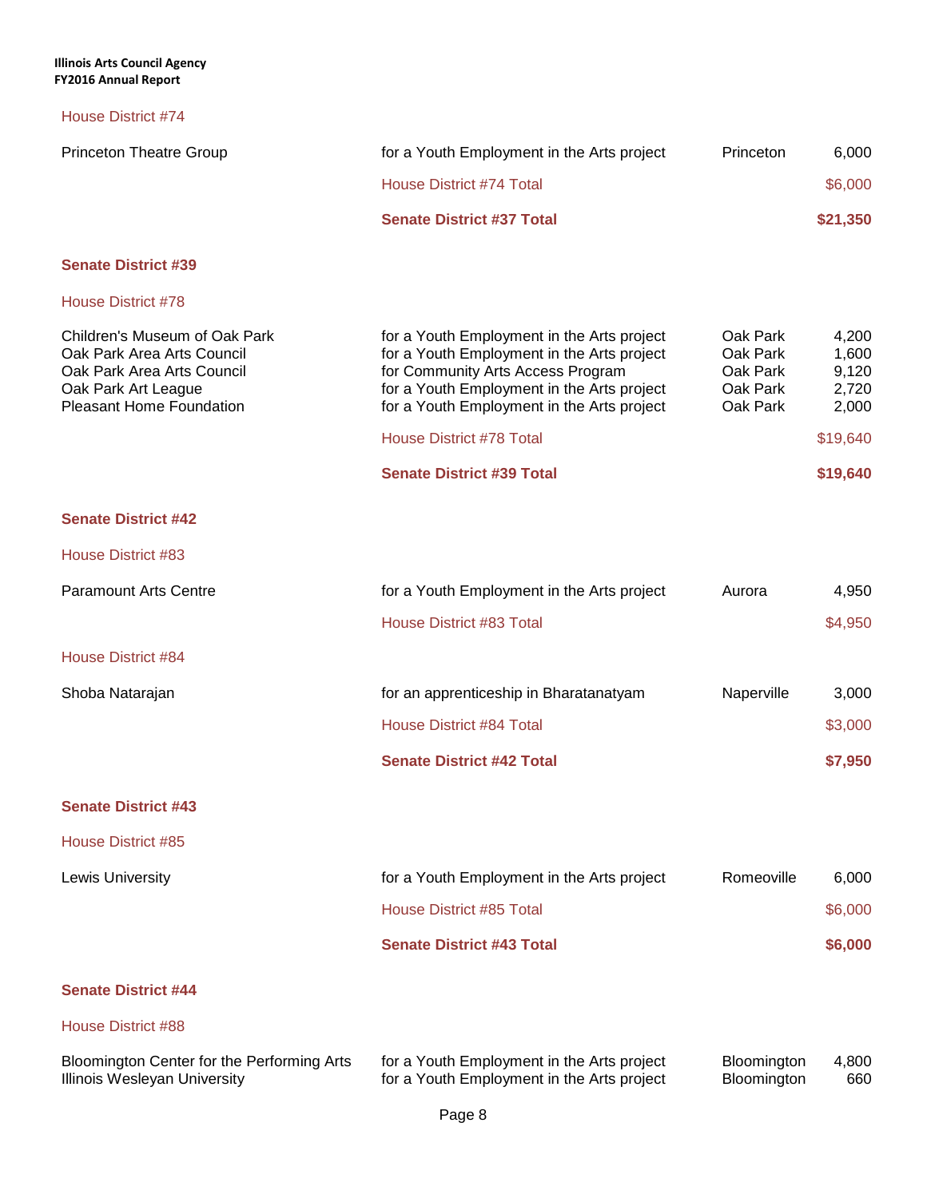### House District #74

| Organization | Purpose | City | Amount |
|---|---|---|---|
| Princeton Theatre Group | for a Youth Employment in the Arts project | Princeton | 6,000 |
| | House District #74 Total | | $6,000 |
| | **Senate District #37 Total** | | **$21,350** |

## Senate District #39

### House District #78

| Organization | Purpose | City | Amount |
|---|---|---|---|
| Children's Museum of Oak Park | for a Youth Employment in the Arts project | Oak Park | 4,200 |
| Oak Park Area Arts Council | for a Youth Employment in the Arts project | Oak Park | 1,600 |
| Oak Park Area Arts Council | for Community Arts Access Program | Oak Park | 9,120 |
| Oak Park Art League | for a Youth Employment in the Arts project | Oak Park | 2,720 |
| Pleasant Home Foundation | for a Youth Employment in the Arts project | Oak Park | 2,000 |
| | House District #78 Total | | $19,640 |
| | **Senate District #39 Total** | | **$19,640** |

## Senate District #42

### House District #83

| Organization | Purpose | City | Amount |
|---|---|---|---|
| Paramount Arts Centre | for a Youth Employment in the Arts project | Aurora | 4,950 |
| | House District #83 Total | | $4,950 |

### House District #84

| Organization | Purpose | City | Amount |
|---|---|---|---|
| Shoba Natarajan | for an apprenticeship in Bharatanatyam | Naperville | 3,000 |
| | House District #84 Total | | $3,000 |
| | **Senate District #42 Total** | | **$7,950** |

## Senate District #43

### House District #85

| Organization | Purpose | City | Amount |
|---|---|---|---|
| Lewis University | for a Youth Employment in the Arts project | Romeoville | 6,000 |
| | House District #85 Total | | $6,000 |
| | **Senate District #43 Total** | | **$6,000** |

## Senate District #44

### House District #88

| Organization | Purpose | City | Amount |
|---|---|---|---|
| Bloomington Center for the Performing Arts | for a Youth Employment in the Arts project | Bloomington | 4,800 |
| Illinois Wesleyan University | for a Youth Employment in the Arts project | Bloomington | 660 |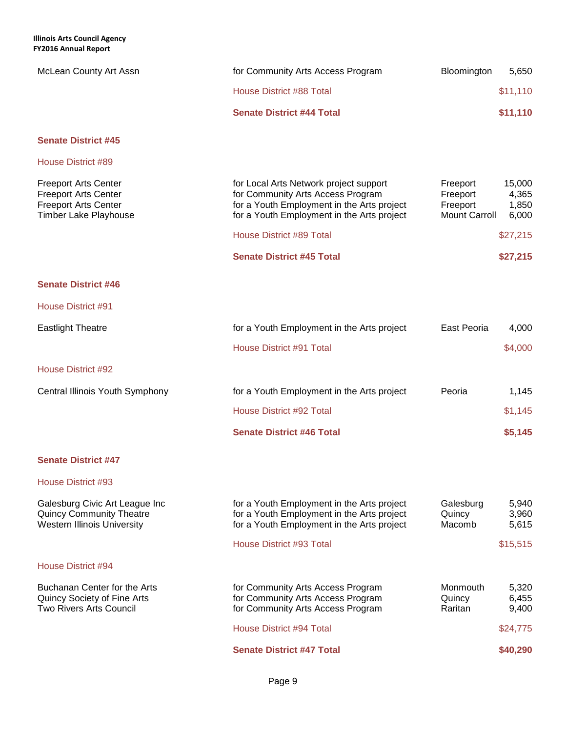| Organization | Project | City | Amount |
|---|---|---|---|
| McLean County Art Assn | for Community Arts Access Program | Bloomington | 5,650 |
| | House District #88 Total | | $11,110 |
| | **Senate District #44 Total** | | **$11,110** |

**Senate District #45**

House District #89

| Organization | Project | City | Amount |
|---|---|---|---|
| Freeport Arts Center | for Local Arts Network project support | Freeport | 15,000 |
| Freeport Arts Center | for Community Arts Access Program | Freeport | 4,365 |
| Freeport Arts Center | for a Youth Employment in the Arts project | Freeport | 1,850 |
| Timber Lake Playhouse | for a Youth Employment in the Arts project | Mount Carroll | 6,000 |
| | House District #89 Total | | $27,215 |
| | **Senate District #45 Total** | | **$27,215** |

**Senate District #46**

House District #91

| Organization | Project | City | Amount |
|---|---|---|---|
| Eastlight Theatre | for a Youth Employment in the Arts project | East Peoria | 4,000 |
| | House District #91 Total | | $4,000 |

House District #92

| Organization | Project | City | Amount |
|---|---|---|---|
| Central Illinois Youth Symphony | for a Youth Employment in the Arts project | Peoria | 1,145 |
| | House District #92 Total | | $1,145 |
| | **Senate District #46 Total** | | **$5,145** |

**Senate District #47**

House District #93

| Organization | Project | City | Amount |
|---|---|---|---|
| Galesburg Civic Art League Inc | for a Youth Employment in the Arts project | Galesburg | 5,940 |
| Quincy Community Theatre | for a Youth Employment in the Arts project | Quincy | 3,960 |
| Western Illinois University | for a Youth Employment in the Arts project | Macomb | 5,615 |
| | House District #93 Total | | $15,515 |

House District #94

| Organization | Project | City | Amount |
|---|---|---|---|
| Buchanan Center for the Arts | for Community Arts Access Program | Monmouth | 5,320 |
| Quincy Society of Fine Arts | for Community Arts Access Program | Quincy | 6,455 |
| Two Rivers Arts Council | for Community Arts Access Program | Raritan | 9,400 |
| | House District #94 Total | | $24,775 |
| | **Senate District #47 Total** | | **$40,290** |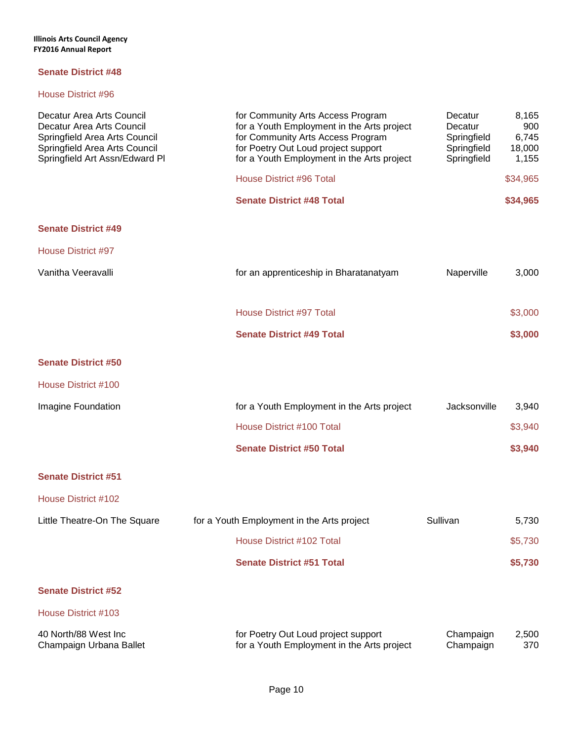## Senate District #48

### House District #96

| | | | |
|---|---|---|---|
| Decatur Area Arts Council | for Community Arts Access Program | Decatur | 8,165 |
| Decatur Area Arts Council | for a Youth Employment in the Arts project | Decatur | 900 |
| Springfield Area Arts Council | for Community Arts Access Program | Springfield | 6,745 |
| Springfield Area Arts Council | for Poetry Out Loud project support | Springfield | 18,000 |
| Springfield Art Assn/Edward Pl | for a Youth Employment in the Arts project | Springfield | 1,155 |
| | House District #96 Total | | $34,965 |
| | **Senate District #48 Total** | | **$34,965** |

## Senate District #49

### House District #97

| | | | |
|---|---|---|---|
| Vanitha Veeravalli | for an apprenticeship in Bharatanatyam | Naperville | 3,000 |
| | House District #97 Total | | $3,000 |
| | **Senate District #49 Total** | | **$3,000** |

## Senate District #50

### House District #100

| | | | |
|---|---|---|---|
| Imagine Foundation | for a Youth Employment in the Arts project | Jacksonville | 3,940 |
| | House District #100 Total | | $3,940 |
| | **Senate District #50 Total** | | **$3,940** |

## Senate District #51

### House District #102

| | | | |
|---|---|---|---|
| Little Theatre-On The Square | for a Youth Employment in the Arts project | Sullivan | 5,730 |
| | House District #102 Total | | $5,730 |
| | **Senate District #51 Total** | | **$5,730** |

## Senate District #52

### House District #103

| | | | |
|---|---|---|---|
| 40 North/88 West Inc | for Poetry Out Loud project support | Champaign | 2,500 |
| Champaign Urbana Ballet | for a Youth Employment in the Arts project | Champaign | 370 |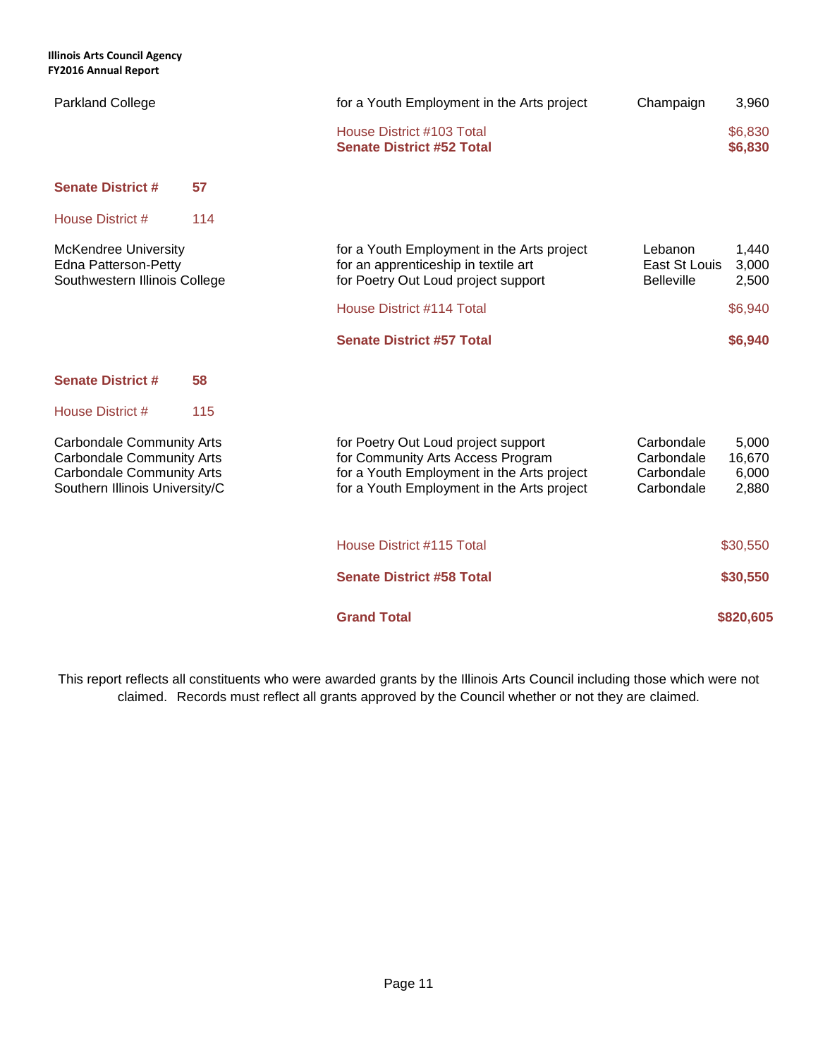| | | | |
|---|---|---|---|
| Parkland College | for a Youth Employment in the Arts project | Champaign | 3,960 |
| | House District #103 Total | | $6,830 |
| | **Senate District #52 Total** | | **$6,830** |
| **Senate District # 57** | | | |
| House District # 114 | | | |
| McKendree University | for a Youth Employment in the Arts project | Lebanon | 1,440 |
| Edna Patterson-Petty | for an apprenticeship in textile art | East St Louis | 3,000 |
| Southwestern Illinois College | for Poetry Out Loud project support | Belleville | 2,500 |
| | House District #114 Total | | $6,940 |
| | **Senate District #57 Total** | | **$6,940** |
| **Senate District # 58** | | | |
| House District # 115 | | | |
| Carbondale Community Arts | for Poetry Out Loud project support | Carbondale | 5,000 |
| Carbondale Community Arts | for Community Arts Access Program | Carbondale | 16,670 |
| Carbondale Community Arts | for a Youth Employment in the Arts project | Carbondale | 6,000 |
| Southern Illinois University/C | for a Youth Employment in the Arts project | Carbondale | 2,880 |
| | House District #115 Total | | $30,550 |
| | **Senate District #58 Total** | | **$30,550** |
| | **Grand Total** | | **$820,605** |

This report reflects all constituents who were awarded grants by the Illinois Arts Council including those which were not claimed. Records must reflect all grants approved by the Council whether or not they are claimed.